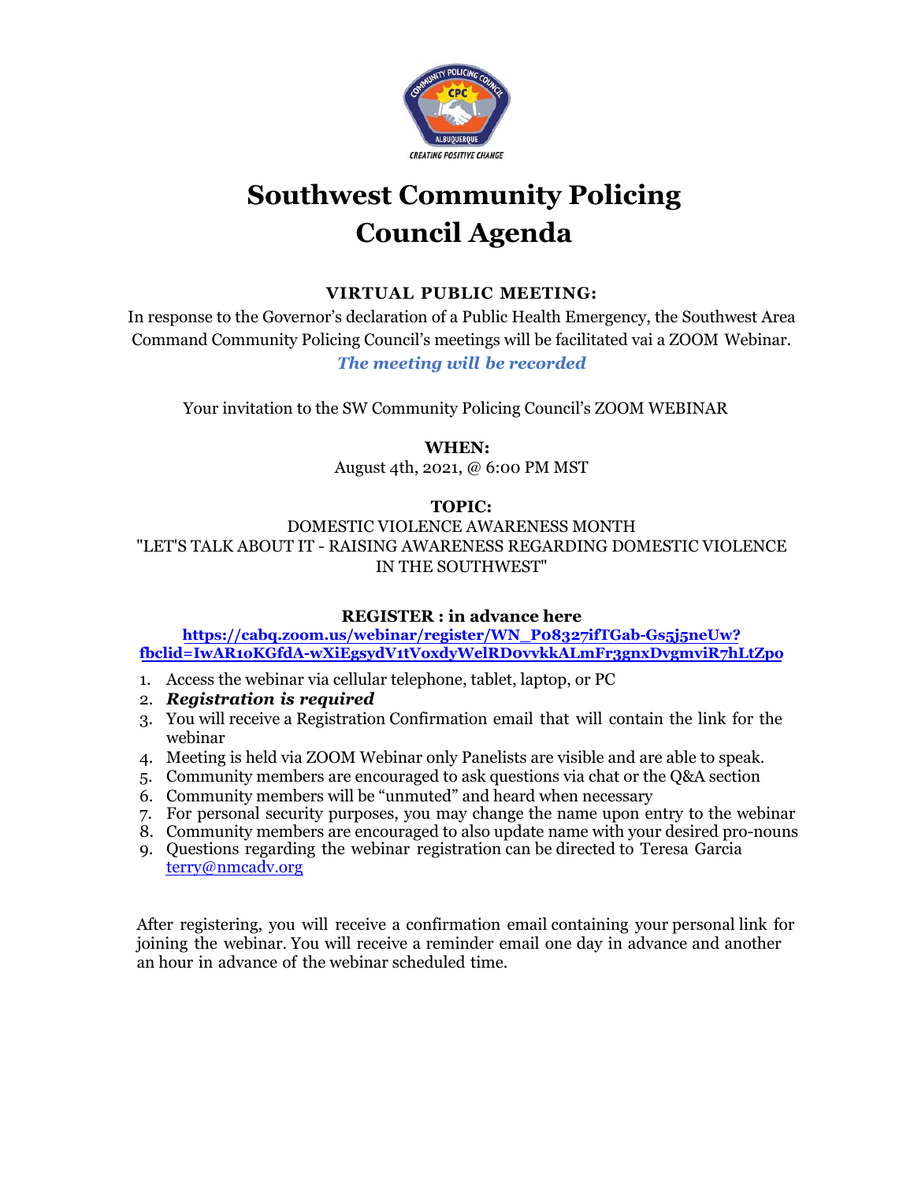# Southwest Community Policing Council Agenda

**VIRTUAL PUBLIC MEETING:**

In response to the Governor's declaration of a Public Health Emergency, the Southwest Area Command Community Policing Council's meetings will be facilitated vai a ZOOM Webinar.

***The meeting will be recorded***

Your invitation to the SW Community Policing Council's ZOOM WEBINAR

**WHEN:**

August 4th, 2021, @ 6:00 PM MST

**TOPIC:**

DOMESTIC VIOLENCE AWARENESS MONTH
"LET'S TALK ABOUT IT - RAISING AWARENESS REGARDING DOMESTIC VIOLENCE IN THE SOUTHWEST"

**REGISTER : in advance here**

**https://cabq.zoom.us/webinar/register/WN_P08327ifTGab-Gs5j5neUw?fbclid=IwAR10KGfdA-wXiEgsydV1tVoxdyWelRDovvkkALmFr3gnxDvgmviR7hLtZpo**

1. Access the webinar via cellular telephone, tablet, laptop, or PC
2. ***Registration is required***
3. You will receive a Registration Confirmation email that will contain the link for the webinar
4. Meeting is held via ZOOM Webinar only Panelists are visible and are able to speak.
5. Community members are encouraged to ask questions via chat or the Q&A section
6. Community members will be "unmuted" and heard when necessary
7. For personal security purposes, you may change the name upon entry to the webinar
8. Community members are encouraged to also update name with your desired pro-nouns
9. Questions regarding the webinar registration can be directed to Teresa Garcia terry@nmcadv.org

After registering, you will receive a confirmation email containing your personal link for joining the webinar. You will receive a reminder email one day in advance and another an hour in advance of the webinar scheduled time.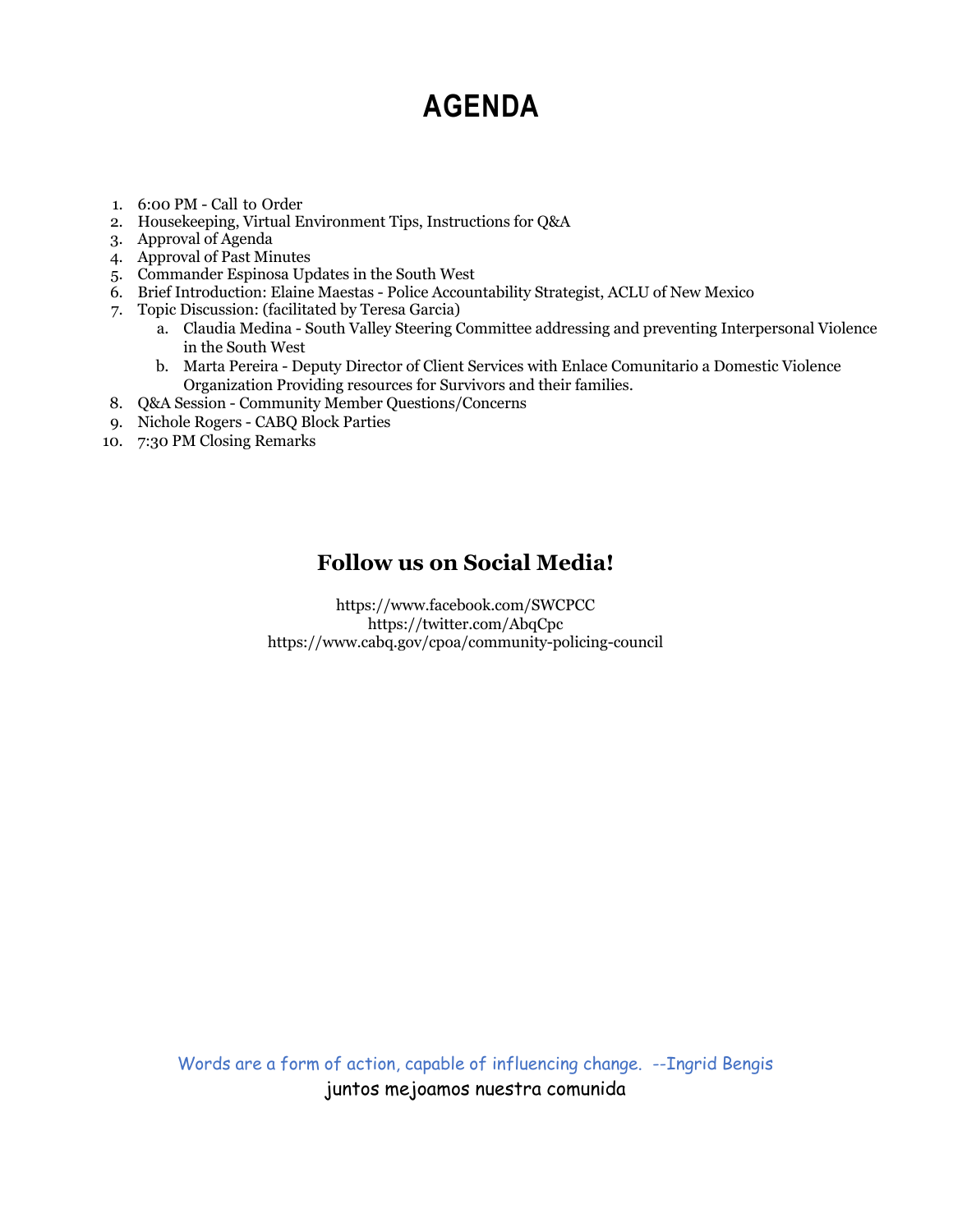# AGENDA

1. 6:00 PM - Call to Order
2. Housekeeping, Virtual Environment Tips, Instructions for Q&A
3. Approval of Agenda
4. Approval of Past Minutes
5. Commander Espinosa Updates in the South West
6. Brief Introduction: Elaine Maestas - Police Accountability Strategist, ACLU of New Mexico
7. Topic Discussion: (facilitated by Teresa Garcia)
   a. Claudia Medina - South Valley Steering Committee addressing and preventing Interpersonal Violence in the South West
   b. Marta Pereira - Deputy Director of Client Services with Enlace Comunitario a Domestic Violence Organization Providing resources for Survivors and their families.
8. Q&A Session - Community Member Questions/Concerns
9. Nichole Rogers - CABQ Block Parties
10. 7:30 PM Closing Remarks

## Follow us on Social Media!

https://www.facebook.com/SWCPCC
https://twitter.com/AbqCpc
https://www.cabq.gov/cpoa/community-policing-council

Words are a form of action, capable of influencing change. --Ingrid Bengis

juntos mejoamos nuestra comunida